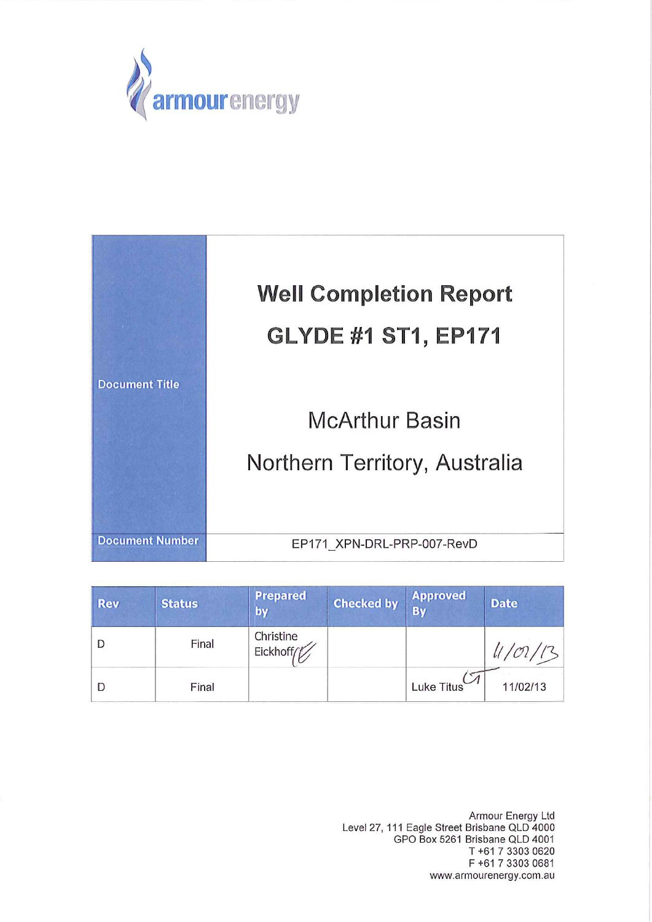armour energy

| Document Title | **Well Completion Report**<br>**GLYDE #1 ST1, EP171**<br><br>McArthur Basin<br>Northern Territory, Australia |
|---|---|
| Document Number | EP171_XPN-DRL-PRP-007-RevD |

| Rev | Status | Prepared by | Checked by | Approved By | Date |
|---|---|---|---|---|---|
| D | Final | Christine Eickhoff | | | 11/02/13 |
| D | Final | | | Luke Titus | 11/02/13 |

Armour Energy Ltd
Level 27, 111 Eagle Street Brisbane QLD 4000
GPO Box 5261 Brisbane QLD 4001
T +61 7 3303 0620
F +61 7 3303 0681
www.armourenergy.com.au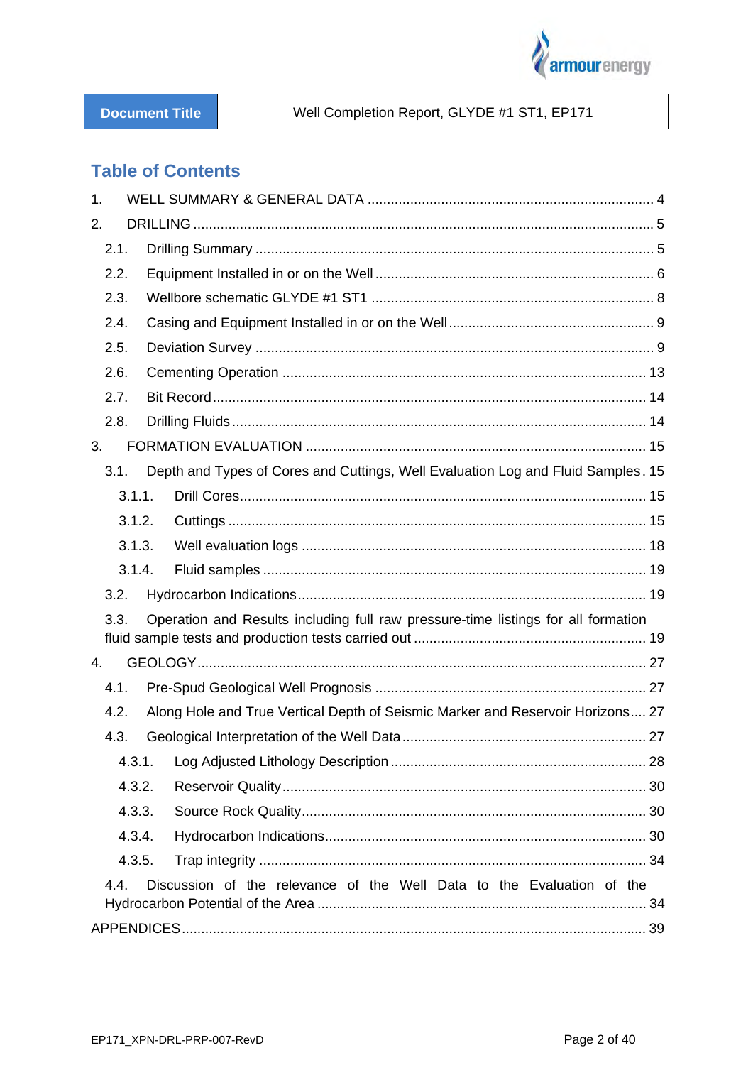| Document Title | Well Completion Report, GLYDE #1 ST1, EP171 |
| --- | --- |

## Table of Contents

1. WELL SUMMARY & GENERAL DATA ........................................................................ 4
2. DRILLING ........................................................................................................ 5
   - 2.1. Drilling Summary ........................................................................................ 5
   - 2.2. Equipment Installed in or on the Well .......................................................... 6
   - 2.3. Wellbore schematic GLYDE #1 ST1 ............................................................. 8
   - 2.4. Casing and Equipment Installed in or on the Well ......................................... 9
   - 2.5. Deviation Survey ........................................................................................ 9
   - 2.6. Cementing Operation ................................................................................ 13
   - 2.7. Bit Record ................................................................................................ 14
   - 2.8. Drilling Fluids ........................................................................................... 14
3. FORMATION EVALUATION ............................................................................. 15
   - 3.1. Depth and Types of Cores and Cuttings, Well Evaluation Log and Fluid Samples . 15
     - 3.1.1. Drill Cores ........................................................................................... 15
     - 3.1.2. Cuttings .............................................................................................. 15
     - 3.1.3. Well evaluation logs ............................................................................. 18
     - 3.1.4. Fluid samples ...................................................................................... 19
   - 3.2. Hydrocarbon Indications ............................................................................ 19
   - 3.3. Operation and Results including full raw pressure-time listings for all formation fluid sample tests and production tests carried out ............................................................ 19
4. GEOLOGY ....................................................................................................... 27
   - 4.1. Pre-Spud Geological Well Prognosis ........................................................... 27
   - 4.2. Along Hole and True Vertical Depth of Seismic Marker and Reservoir Horizons .... 27
   - 4.3. Geological Interpretation of the Well Data ................................................... 27
     - 4.3.1. Log Adjusted Lithology Description ......................................................... 28
     - 4.3.2. Reservoir Quality ................................................................................. 30
     - 4.3.3. Source Rock Quality ............................................................................. 30
     - 4.3.4. Hydrocarbon Indications ....................................................................... 30
     - 4.3.5. Trap integrity ...................................................................................... 34
   - 4.4. Discussion of the relevance of the Well Data to the Evaluation of the Hydrocarbon Potential of the Area ................................................................................ 34

APPENDICES ...................................................................................................... 39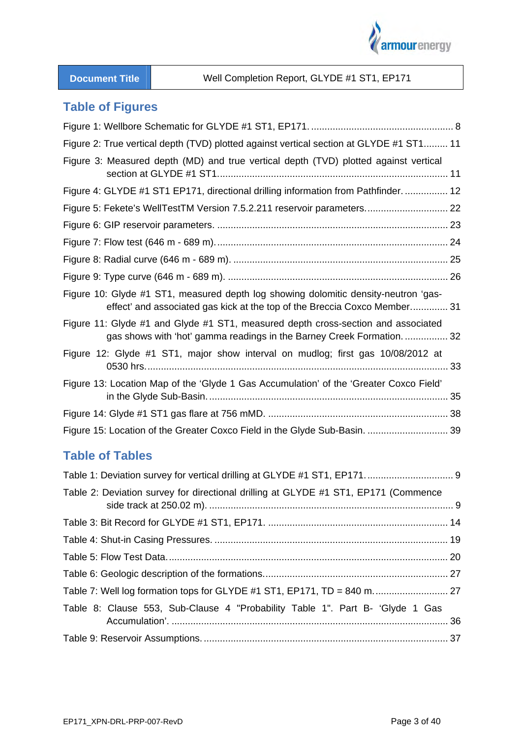| Document Title | Well Completion Report, GLYDE #1 ST1, EP171 |
|---|---|

## Table of Figures

Figure 1: Wellbore Schematic for GLYDE #1 ST1, EP171. ..................................................... 8

Figure 2: True vertical depth (TVD) plotted against vertical section at GLYDE #1 ST1......... 11

Figure 3: Measured depth (MD) and true vertical depth (TVD) plotted against vertical section at GLYDE #1 ST1..................................................................................... 11

Figure 4: GLYDE #1 ST1 EP171, directional drilling information from Pathfinder. ................ 12

Figure 5: Fekete's WellTestTM Version 7.5.2.211 reservoir parameters.............................. 22

Figure 6: GIP reservoir parameters. ...................................................................................... 23

Figure 7: Flow test (646 m - 689 m)...................................................................................... 24

Figure 8: Radial curve (646 m - 689 m). ................................................................................ 25

Figure 9: Type curve (646 m - 689 m). .................................................................................. 26

Figure 10: Glyde #1 ST1, measured depth log showing dolomitic density-neutron 'gas-effect' and associated gas kick at the top of the Breccia Coxco Member............. 31

Figure 11: Glyde #1 and Glyde #1 ST1, measured depth cross-section and associated gas shows with 'hot' gamma readings in the Barney Creek Formation. ................ 32

Figure 12: Glyde #1 ST1, major show interval on mudlog; first gas 10/08/2012 at 0530 hrs............................................................................................................... 33

Figure 13: Location Map of the 'Glyde 1 Gas Accumulation' of the 'Greater Coxco Field' in the Glyde Sub-Basin......................................................................................... 35

Figure 14: Glyde #1 ST1 gas flare at 756 mMD. ................................................................... 38

Figure 15: Location of the Greater Coxco Field in the Glyde Sub-Basin. .............................. 39

## Table of Tables

Table 1: Deviation survey for vertical drilling at GLYDE #1 ST1, EP171................................ 9

Table 2: Deviation survey for directional drilling at GLYDE #1 ST1, EP171 (Commence side track at 250.02 m). ........................................................................................... 9

Table 3: Bit Record for GLYDE #1 ST1, EP171. ................................................................... 14

Table 4: Shut-in Casing Pressures. ....................................................................................... 19

Table 5: Flow Test Data........................................................................................................ 20

Table 6: Geologic description of the formations.................................................................... 27

Table 7: Well log formation tops for GLYDE #1 ST1, EP171, TD = 840 m........................... 27

Table 8: Clause 553, Sub-Clause 4 "Probability Table 1". Part B- 'Glyde 1 Gas Accumulation'. ....................................................................................................... 36

Table 9: Reservoir Assumptions. .......................................................................................... 37